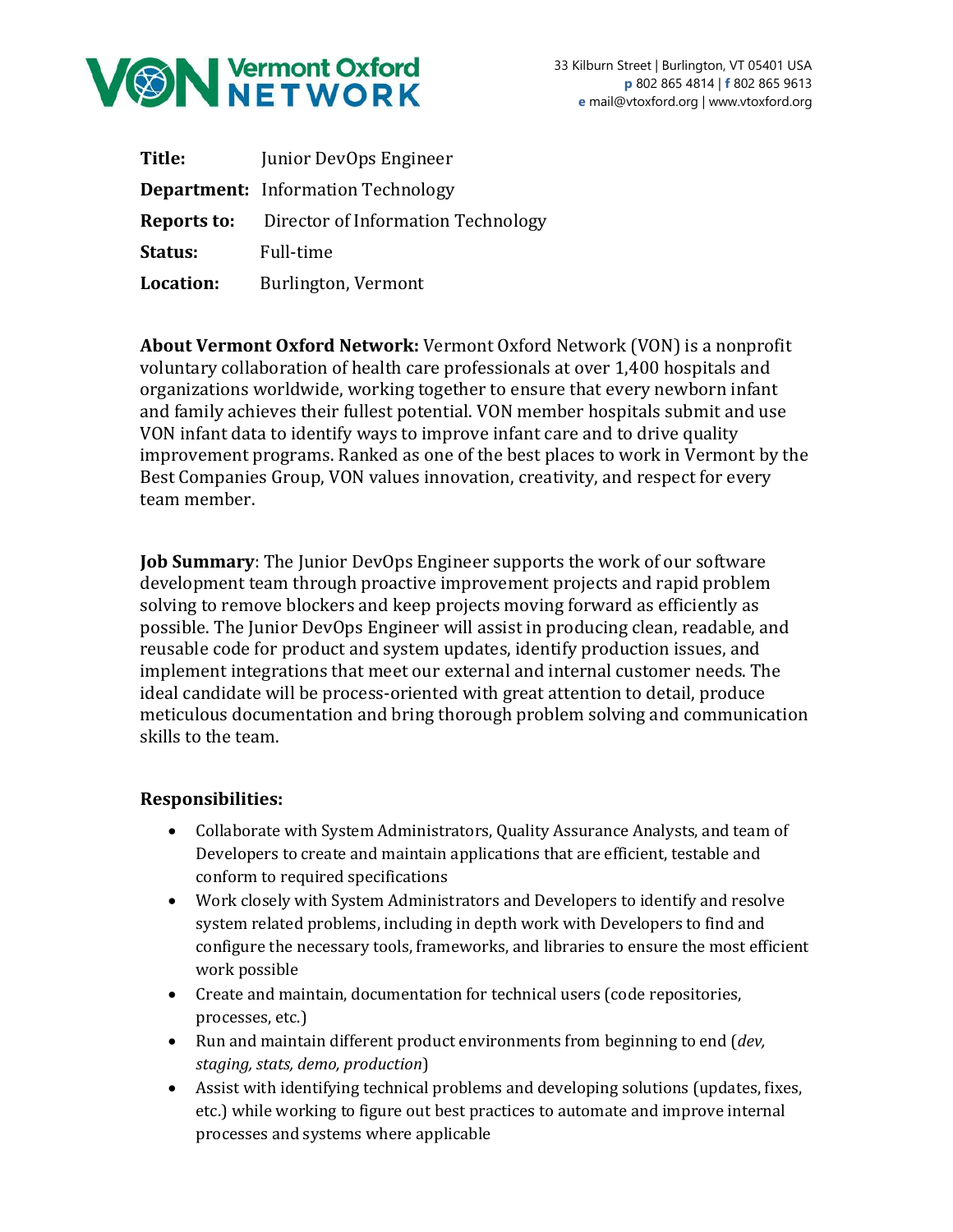Vermont Oxford NETWORK

33 Kilburn Street | Burlington, VT 05401 USA
**p** 802 865 4814 | **f** 802 865 9613
**e** mail@vtoxford.org | www.vtoxford.org

**Title:** Junior DevOps Engineer

**Department:** Information Technology

**Reports to:** Director of Information Technology

**Status:** Full-time

**Location:** Burlington, Vermont

**About Vermont Oxford Network:** Vermont Oxford Network (VON) is a nonprofit voluntary collaboration of health care professionals at over 1,400 hospitals and organizations worldwide, working together to ensure that every newborn infant and family achieves their fullest potential. VON member hospitals submit and use VON infant data to identify ways to improve infant care and to drive quality improvement programs. Ranked as one of the best places to work in Vermont by the Best Companies Group, VON values innovation, creativity, and respect for every team member.

**Job Summary**: The Junior DevOps Engineer supports the work of our software development team through proactive improvement projects and rapid problem solving to remove blockers and keep projects moving forward as efficiently as possible. The Junior DevOps Engineer will assist in producing clean, readable, and reusable code for product and system updates, identify production issues, and implement integrations that meet our external and internal customer needs. The ideal candidate will be process-oriented with great attention to detail, produce meticulous documentation and bring thorough problem solving and communication skills to the team.

**Responsibilities:**

- Collaborate with System Administrators, Quality Assurance Analysts, and team of Developers to create and maintain applications that are efficient, testable and conform to required specifications
- Work closely with System Administrators and Developers to identify and resolve system related problems, including in depth work with Developers to find and configure the necessary tools, frameworks, and libraries to ensure the most efficient work possible
- Create and maintain, documentation for technical users (code repositories, processes, etc.)
- Run and maintain different product environments from beginning to end (*dev, staging, stats, demo, production*)
- Assist with identifying technical problems and developing solutions (updates, fixes, etc.) while working to figure out best practices to automate and improve internal processes and systems where applicable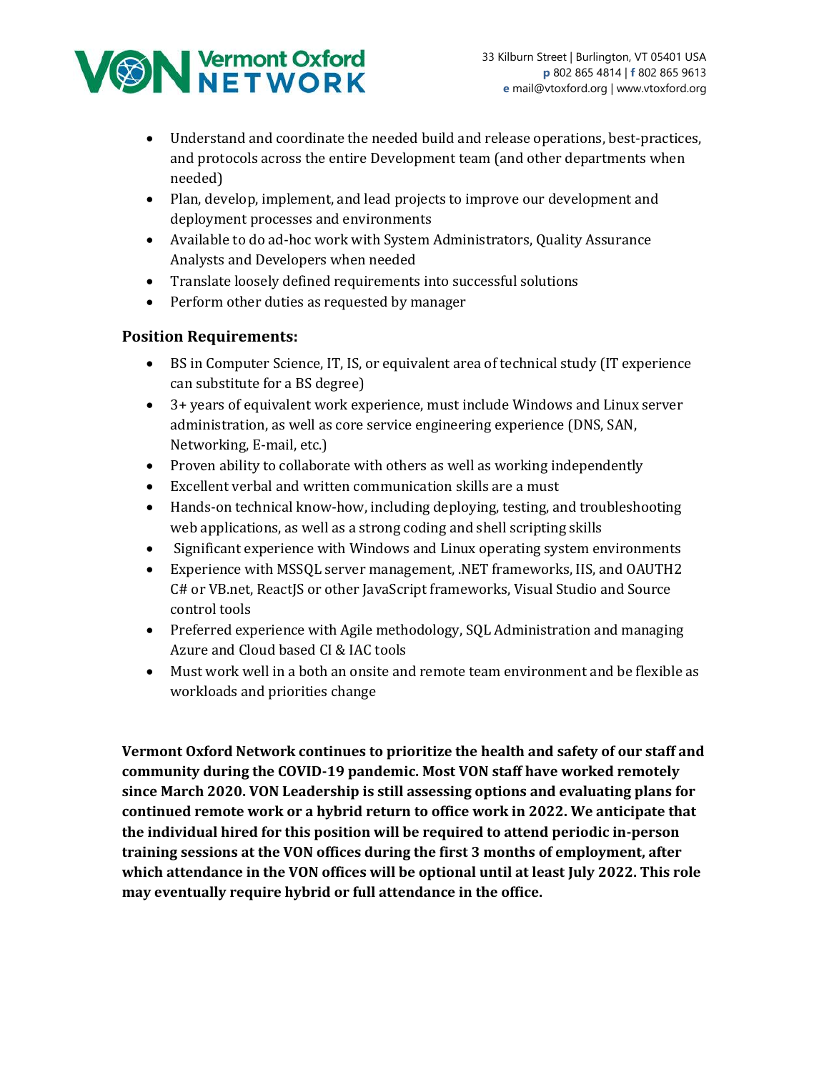- Understand and coordinate the needed build and release operations, best-practices, and protocols across the entire Development team (and other departments when needed)
- Plan, develop, implement, and lead projects to improve our development and deployment processes and environments
- Available to do ad-hoc work with System Administrators, Quality Assurance Analysts and Developers when needed
- Translate loosely defined requirements into successful solutions
- Perform other duties as requested by manager

### Position Requirements:

- BS in Computer Science, IT, IS, or equivalent area of technical study (IT experience can substitute for a BS degree)
- 3+ years of equivalent work experience, must include Windows and Linux server administration, as well as core service engineering experience (DNS, SAN, Networking, E-mail, etc.)
- Proven ability to collaborate with others as well as working independently
- Excellent verbal and written communication skills are a must
- Hands-on technical know-how, including deploying, testing, and troubleshooting web applications, as well as a strong coding and shell scripting skills
- Significant experience with Windows and Linux operating system environments
- Experience with MSSQL server management, .NET frameworks, IIS, and OAUTH2 C# or VB.net, ReactJS or other JavaScript frameworks, Visual Studio and Source control tools
- Preferred experience with Agile methodology, SQL Administration and managing Azure and Cloud based CI & IAC tools
- Must work well in a both an onsite and remote team environment and be flexible as workloads and priorities change

**Vermont Oxford Network continues to prioritize the health and safety of our staff and community during the COVID-19 pandemic. Most VON staff have worked remotely since March 2020. VON Leadership is still assessing options and evaluating plans for continued remote work or a hybrid return to office work in 2022. We anticipate that the individual hired for this position will be required to attend periodic in-person training sessions at the VON offices during the first 3 months of employment, after which attendance in the VON offices will be optional until at least July 2022. This role may eventually require hybrid or full attendance in the office.**